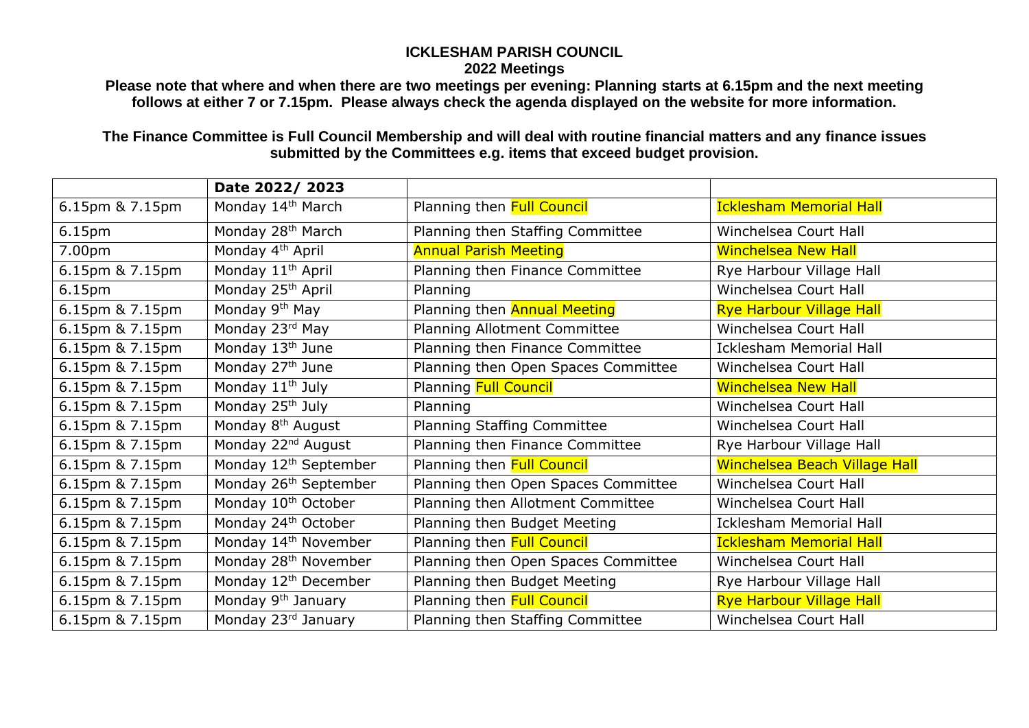# ICKLESHAM PARISH COUNCIL

## 2022 Meetings

**Please note that where and when there are two meetings per evening: Planning starts at 6.15pm and the next meeting follows at either 7 or 7.15pm. Please always check the agenda displayed on the website for more information.**

**The Finance Committee is Full Council Membership and will deal with routine financial matters and any finance issues submitted by the Committees e.g. items that exceed budget provision.**

| | **Date 2022/ 2023** | | |
|---|---|---|---|
| 6.15pm & 7.15pm | Monday 14th March | Planning then Full Council | Icklesham Memorial Hall |
| 6.15pm | Monday 28th March | Planning then Staffing Committee | Winchelsea Court Hall |
| 7.00pm | Monday 4th April | Annual Parish Meeting | Winchelsea New Hall |
| 6.15pm & 7.15pm | Monday 11th April | Planning then Finance Committee | Rye Harbour Village Hall |
| 6.15pm | Monday 25th April | Planning | Winchelsea Court Hall |
| 6.15pm & 7.15pm | Monday 9th May | Planning then Annual Meeting | Rye Harbour Village Hall |
| 6.15pm & 7.15pm | Monday 23rd May | Planning Allotment Committee | Winchelsea Court Hall |
| 6.15pm & 7.15pm | Monday 13th June | Planning then Finance Committee | Icklesham Memorial Hall |
| 6.15pm & 7.15pm | Monday 27th June | Planning then Open Spaces Committee | Winchelsea Court Hall |
| 6.15pm & 7.15pm | Monday 11th July | Planning Full Council | Winchelsea New Hall |
| 6.15pm & 7.15pm | Monday 25th July | Planning | Winchelsea Court Hall |
| 6.15pm & 7.15pm | Monday 8th August | Planning Staffing Committee | Winchelsea Court Hall |
| 6.15pm & 7.15pm | Monday 22nd August | Planning then Finance Committee | Rye Harbour Village Hall |
| 6.15pm & 7.15pm | Monday 12th September | Planning then Full Council | Winchelsea Beach Village Hall |
| 6.15pm & 7.15pm | Monday 26th September | Planning then Open Spaces Committee | Winchelsea Court Hall |
| 6.15pm & 7.15pm | Monday 10th October | Planning then Allotment Committee | Winchelsea Court Hall |
| 6.15pm & 7.15pm | Monday 24th October | Planning then Budget Meeting | Icklesham Memorial Hall |
| 6.15pm & 7.15pm | Monday 14th November | Planning then Full Council | Icklesham Memorial Hall |
| 6.15pm & 7.15pm | Monday 28th November | Planning then Open Spaces Committee | Winchelsea Court Hall |
| 6.15pm & 7.15pm | Monday 12th December | Planning then Budget Meeting | Rye Harbour Village Hall |
| 6.15pm & 7.15pm | Monday 9th January | Planning then Full Council | Rye Harbour Village Hall |
| 6.15pm & 7.15pm | Monday 23rd January | Planning then Staffing Committee | Winchelsea Court Hall |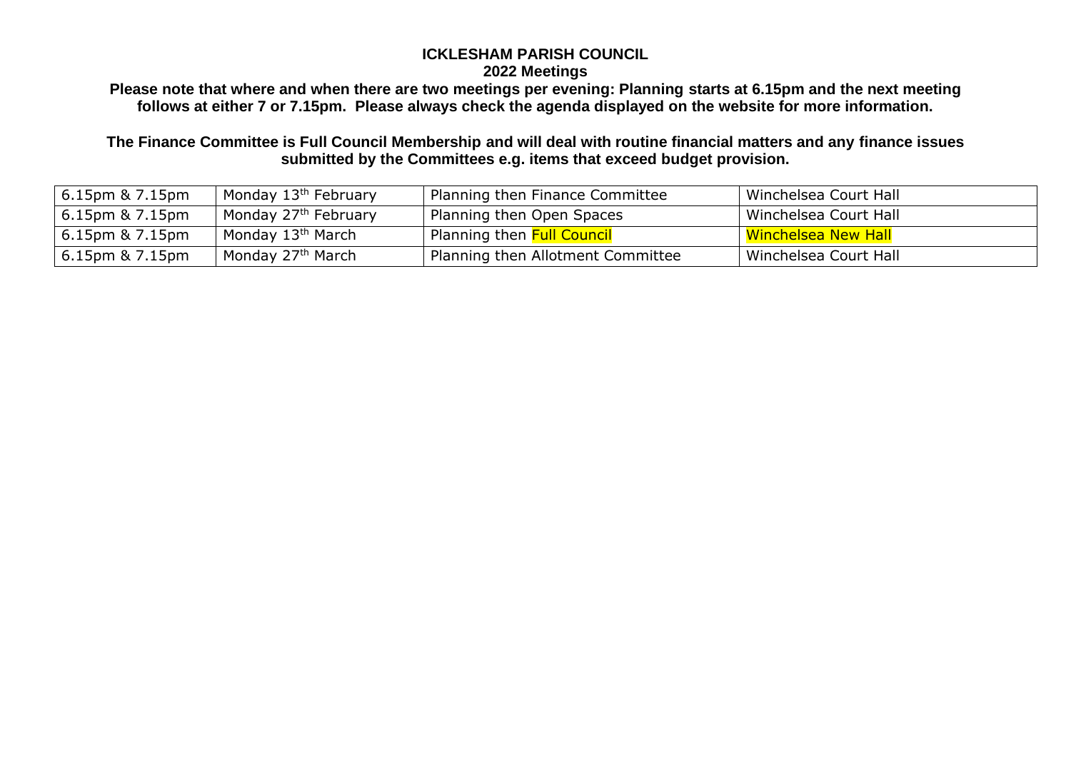**ICKLESHAM PARISH COUNCIL**

**2022 Meetings**

**Please note that where and when there are two meetings per evening: Planning starts at 6.15pm and the next meeting follows at either 7 or 7.15pm. Please always check the agenda displayed on the website for more information.**

**The Finance Committee is Full Council Membership and will deal with routine financial matters and any finance issues submitted by the Committees e.g. items that exceed budget provision.**

| | | | |
|---|---|---|---|
| 6.15pm & 7.15pm | Monday 13th February | Planning then Finance Committee | Winchelsea Court Hall |
| 6.15pm & 7.15pm | Monday 27th February | Planning then Open Spaces | Winchelsea Court Hall |
| 6.15pm & 7.15pm | Monday 13th March | Planning then Full Council | Winchelsea New Hall |
| 6.15pm & 7.15pm | Monday 27th March | Planning then Allotment Committee | Winchelsea Court Hall |